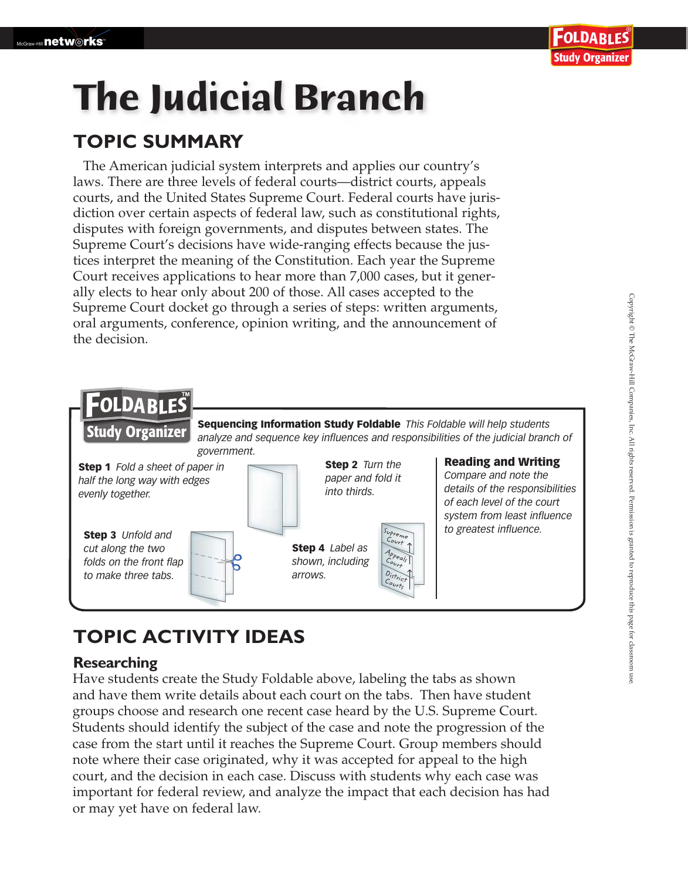# The Judicial Branch

## TOPIC SUMMARY

The American judicial system interprets and applies our country's laws. There are three levels of federal courts—district courts, appeals courts, and the United States Supreme Court. Federal courts have jurisdiction over certain aspects of federal law, such as constitutional rights, disputes with foreign governments, and disputes between states. The Supreme Court's decisions have wide-ranging effects because the justices interpret the meaning of the Constitution. Each year the Supreme Court receives applications to hear more than 7,000 cases, but it generally elects to hear only about 200 of those. All cases accepted to the Supreme Court docket go through a series of steps: written arguments, oral arguments, conference, opinion writing, and the announcement of the decision.

### FOLDABLES Study Organizer

**Sequencing Information Study Foldable** *This Foldable will help students analyze and sequence key influences and responsibilities of the judicial branch of government.*

**Step 1** *Fold a sheet of paper in half the long way with edges evenly together.*

**Step 2** *Turn the paper and fold it into thirds.*

**Step 3** *Unfold and cut along the two folds on the front flap to make three tabs.*

**Step 4** *Label as shown, including arrows.*

Supreme Court ↑
Appeals Court ↑
District Courts ↑

**Reading and Writing**
*Compare and note the details of the responsibilities of each level of the court system from least influence to greatest influence.*

## TOPIC ACTIVITY IDEAS

### Researching

Have students create the Study Foldable above, labeling the tabs as shown and have them write details about each court on the tabs. Then have student groups choose and research one recent case heard by the U.S. Supreme Court. Students should identify the subject of the case and note the progression of the case from the start until it reaches the Supreme Court. Group members should note where their case originated, why it was accepted for appeal to the high court, and the decision in each case. Discuss with students why each case was important for federal review, and analyze the impact that each decision has had or may yet have on federal law.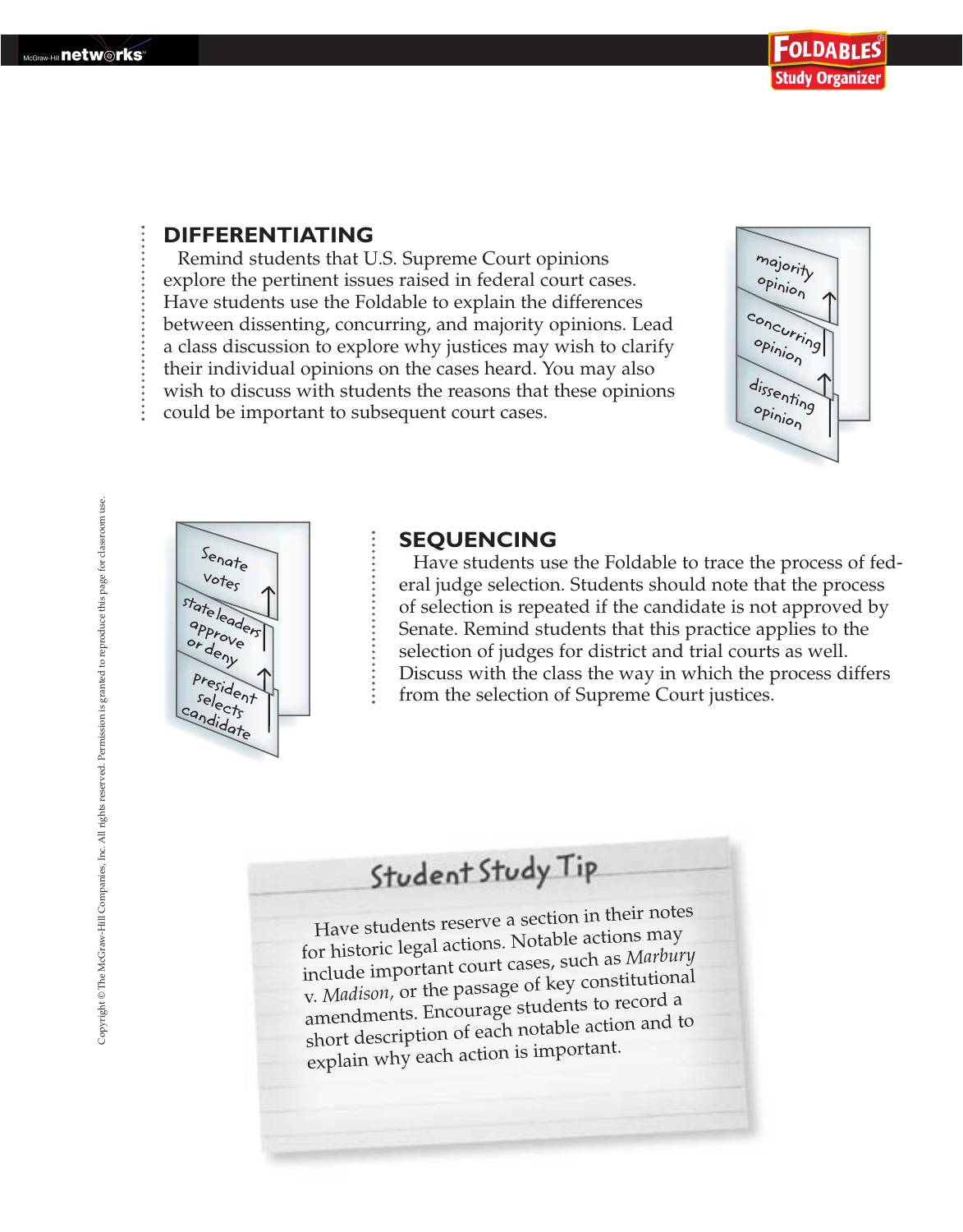## DIFFERENTIATING

Remind students that U.S. Supreme Court opinions explore the pertinent issues raised in federal court cases. Have students use the Foldable to explain the differences between dissenting, concurring, and majority opinions. Lead a class discussion to explore why justices may wish to clarify their individual opinions on the cases heard. You may also wish to discuss with students the reasons that these opinions could be important to subsequent court cases.

majority opinion

concurring opinion

dissenting opinion

Senate votes

state leaders approve or deny

President selects candidate

## SEQUENCING

Have students use the Foldable to trace the process of federal judge selection. Students should note that the process of selection is repeated if the candidate is not approved by Senate. Remind students that this practice applies to the selection of judges for district and trial courts as well. Discuss with the class the way in which the process differs from the selection of Supreme Court justices.

### Student Study Tip

Have students reserve a section in their notes for historic legal actions. Notable actions may include important court cases, such as *Marbury v. Madison*, or the passage of key constitutional amendments. Encourage students to record a short description of each notable action and to explain why each action is important.